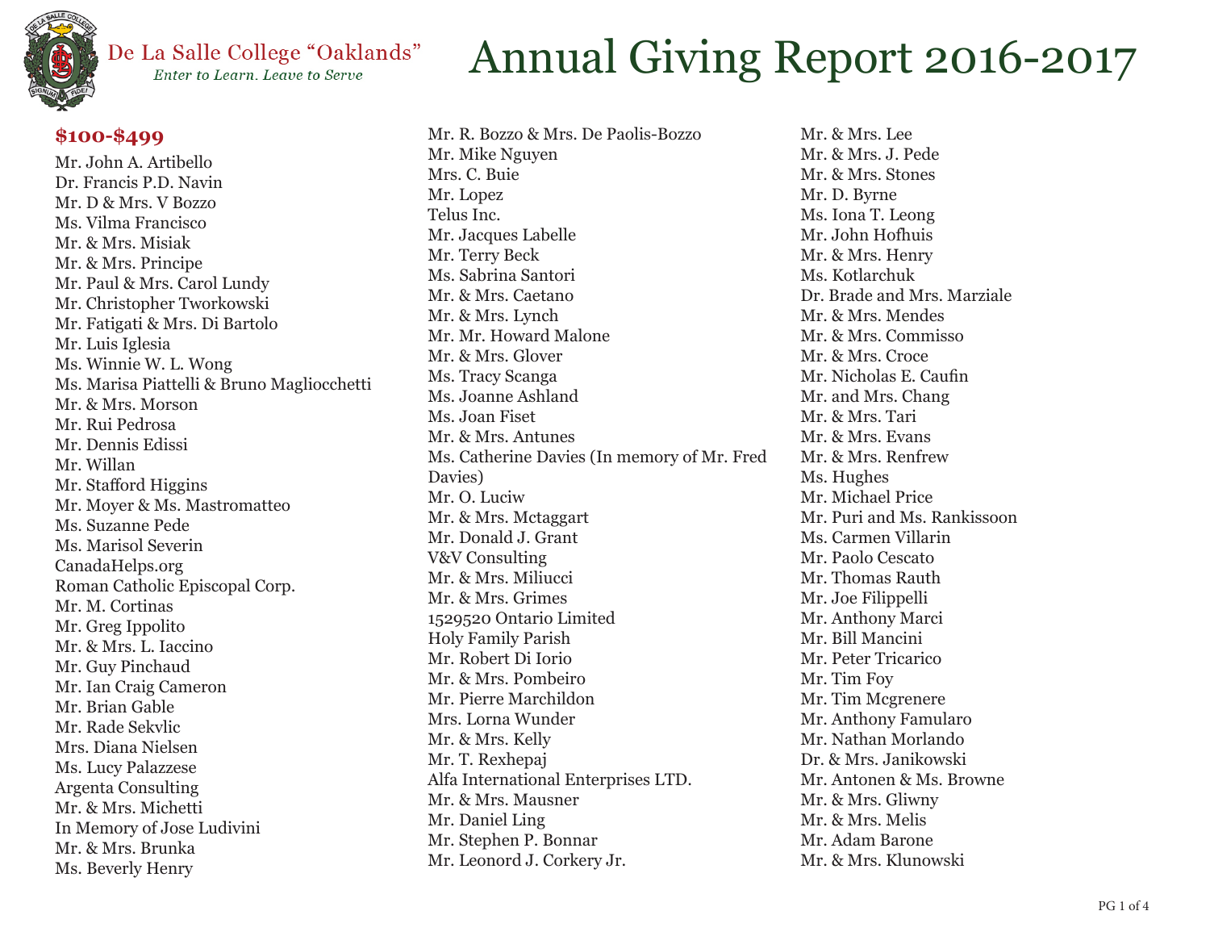De La Salle College "Oaklands"

*Enter to Learn. Leave to Serve*

# Annual Giving Report 2016-2017

## $100-$499

Mr. John A. Artibello
Dr. Francis P.D. Navin
Mr. D & Mrs. V Bozzo
Ms. Vilma Francisco
Mr. & Mrs. Misiak
Mr. & Mrs. Principe
Mr. Paul & Mrs. Carol Lundy
Mr. Christopher Tworkowski
Mr. Fatigati & Mrs. Di Bartolo
Mr. Luis Iglesia
Ms. Winnie W. L. Wong
Ms. Marisa Piattelli & Bruno Magliocchetti
Mr. & Mrs. Morson
Mr. Rui Pedrosa
Mr. Dennis Edissi
Mr. Willan
Mr. Stafford Higgins
Mr. Moyer & Ms. Mastromatteo
Ms. Suzanne Pede
Ms. Marisol Severin
CanadaHelps.org
Roman Catholic Episcopal Corp.
Mr. M. Cortinas
Mr. Greg Ippolito
Mr. & Mrs. L. Iaccino
Mr. Guy Pinchaud
Mr. Ian Craig Cameron
Mr. Brian Gable
Mr. Rade Sekvlic
Mrs. Diana Nielsen
Ms. Lucy Palazzese
Argenta Consulting
Mr. & Mrs. Michetti
In Memory of Jose Ludivini
Mr. & Mrs. Brunka
Ms. Beverly Henry
Mr. R. Bozzo & Mrs. De Paolis-Bozzo
Mr. Mike Nguyen
Mrs. C. Buie
Mr. Lopez
Telus Inc.
Mr. Jacques Labelle
Mr. Terry Beck
Ms. Sabrina Santori
Mr. & Mrs. Caetano
Mr. & Mrs. Lynch
Mr. Mr. Howard Malone
Mr. & Mrs. Glover
Ms. Tracy Scanga
Ms. Joanne Ashland
Ms. Joan Fiset
Mr. & Mrs. Antunes
Ms. Catherine Davies (In memory of Mr. Fred Davies)
Mr. O. Luciw
Mr. & Mrs. Mctaggart
Mr. Donald J. Grant
V&V Consulting
Mr. & Mrs. Miliucci
Mr. & Mrs. Grimes
1529520 Ontario Limited
Holy Family Parish
Mr. Robert Di Iorio
Mr. & Mrs. Pombeiro
Mr. Pierre Marchildon
Mrs. Lorna Wunder
Mr. & Mrs. Kelly
Mr. T. Rexhepaj
Alfa International Enterprises LTD.
Mr. & Mrs. Mausner
Mr. Daniel Ling
Mr. Stephen P. Bonnar
Mr. Leonord J. Corkery Jr.
Mr. & Mrs. Lee
Mr. & Mrs. J. Pede
Mr. & Mrs. Stones
Mr. D. Byrne
Ms. Iona T. Leong
Mr. John Hofhuis
Mr. & Mrs. Henry
Ms. Kotlarchuk
Dr. Brade and Mrs. Marziale
Mr. & Mrs. Mendes
Mr. & Mrs. Commisso
Mr. & Mrs. Croce
Mr. Nicholas E. Caufin
Mr. and Mrs. Chang
Mr. & Mrs. Tari
Mr. & Mrs. Evans
Mr. & Mrs. Renfrew
Ms. Hughes
Mr. Michael Price
Mr. Puri and Ms. Rankissoon
Ms. Carmen Villarin
Mr. Paolo Cescato
Mr. Thomas Rauth
Mr. Joe Filippelli
Mr. Anthony Marci
Mr. Bill Mancini
Mr. Peter Tricarico
Mr. Tim Foy
Mr. Tim Mcgrenere
Mr. Anthony Famularo
Mr. Nathan Morlando
Dr. & Mrs. Janikowski
Mr. Antonen & Ms. Browne
Mr. & Mrs. Gliwny
Mr. & Mrs. Melis
Mr. Adam Barone
Mr. & Mrs. Klunowski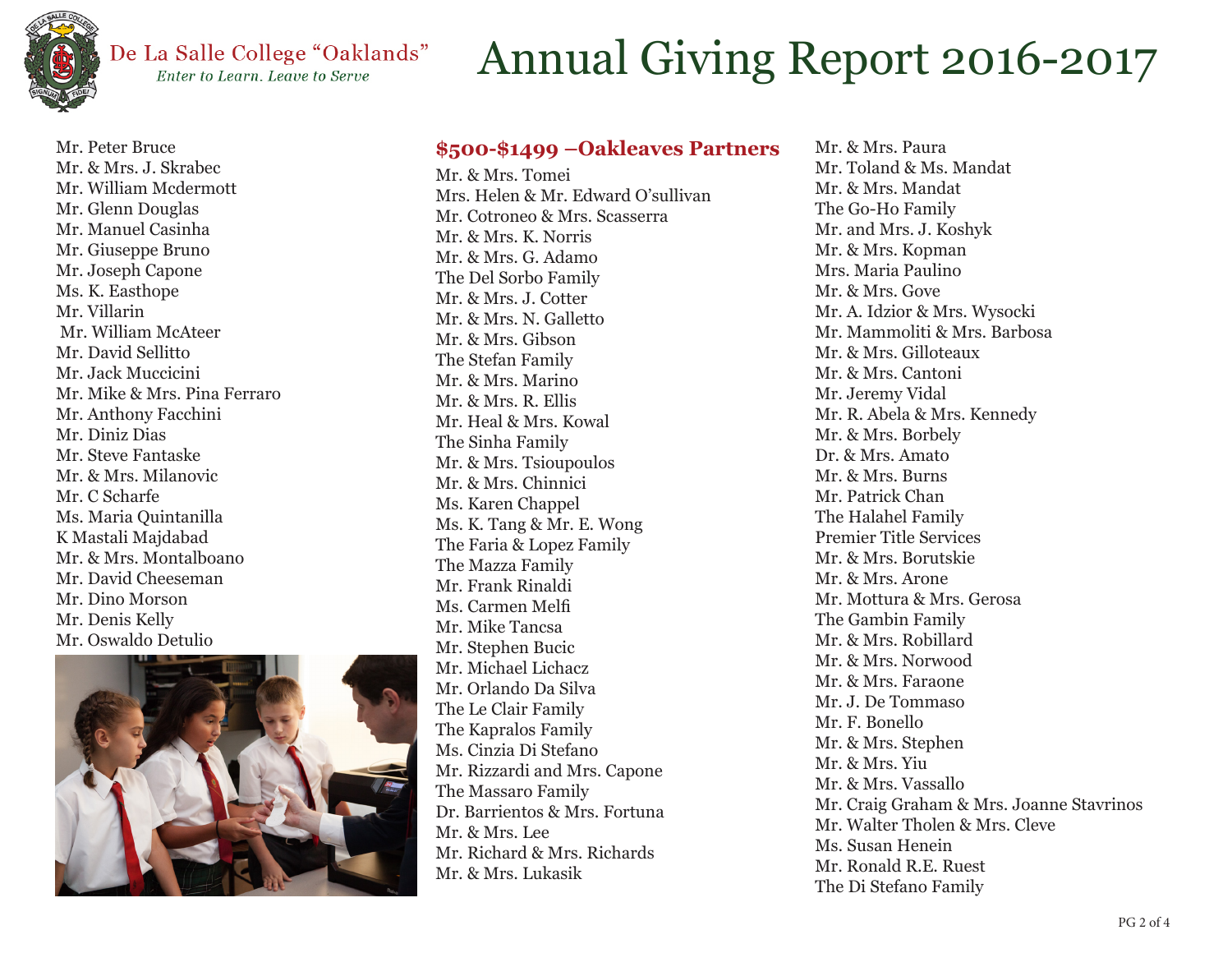# Annual Giving Report 2016-2017

De La Salle College "Oaklands"
*Enter to Learn. Leave to Serve*

Mr. Peter Bruce
Mr. & Mrs. J. Skrabec
Mr. William Mcdermott
Mr. Glenn Douglas
Mr. Manuel Casinha
Mr. Giuseppe Bruno
Mr. Joseph Capone
Ms. K. Easthope
Mr. Villarin
Mr. William McAteer
Mr. David Sellitto
Mr. Jack Muccicini
Mr. Mike & Mrs. Pina Ferraro
Mr. Anthony Facchini
Mr. Diniz Dias
Mr. Steve Fantaske
Mr. & Mrs. Milanovic
Mr. C Scharfe
Ms. Maria Quintanilla
K Mastali Majdabad
Mr. & Mrs. Montalboano
Mr. David Cheeseman
Mr. Dino Morson
Mr. Denis Kelly
Mr. Oswaldo Detulio

## $500-$1499 –Oakleaves Partners

Mr. & Mrs. Tomei
Mrs. Helen & Mr. Edward O'sullivan
Mr. Cotroneo & Mrs. Scasserra
Mr. & Mrs. K. Norris
Mr. & Mrs. G. Adamo
The Del Sorbo Family
Mr. & Mrs. J. Cotter
Mr. & Mrs. N. Galletto
Mr. & Mrs. Gibson
The Stefan Family
Mr. & Mrs. Marino
Mr. & Mrs. R. Ellis
Mr. Heal & Mrs. Kowal
The Sinha Family
Mr. & Mrs. Tsioupoulos
Mr. & Mrs. Chinnici
Ms. Karen Chappel
Ms. K. Tang & Mr. E. Wong
The Faria & Lopez Family
The Mazza Family
Mr. Frank Rinaldi
Ms. Carmen Melfi
Mr. Mike Tancsa
Mr. Stephen Bucic
Mr. Michael Lichacz
Mr. Orlando Da Silva
The Le Clair Family
The Kapralos Family
Ms. Cinzia Di Stefano
Mr. Rizzardi and Mrs. Capone
The Massaro Family
Dr. Barrientos & Mrs. Fortuna
Mr. & Mrs. Lee
Mr. Richard & Mrs. Richards
Mr. & Mrs. Lukasik
Mr. & Mrs. Paura
Mr. Toland & Ms. Mandat
Mr. & Mrs. Mandat
The Go-Ho Family
Mr. and Mrs. J. Koshyk
Mr. & Mrs. Kopman
Mrs. Maria Paulino
Mr. & Mrs. Gove
Mr. A. Idzior & Mrs. Wysocki
Mr. Mammoliti & Mrs. Barbosa
Mr. & Mrs. Gilloteaux
Mr. & Mrs. Cantoni
Mr. Jeremy Vidal
Mr. R. Abela & Mrs. Kennedy
Mr. & Mrs. Borbely
Dr. & Mrs. Amato
Mr. & Mrs. Burns
Mr. Patrick Chan
The Halahel Family
Premier Title Services
Mr. & Mrs. Borutskie
Mr. & Mrs. Arone
Mr. Mottura & Mrs. Gerosa
The Gambin Family
Mr. & Mrs. Robillard
Mr. & Mrs. Norwood
Mr. & Mrs. Faraone
Mr. J. De Tommaso
Mr. F. Bonello
Mr. & Mrs. Stephen
Mr. & Mrs. Yiu
Mr. & Mrs. Vassallo
Mr. Craig Graham & Mrs. Joanne Stavrinos
Mr. Walter Tholen & Mrs. Cleve
Ms. Susan Henein
Mr. Ronald R.E. Ruest
The Di Stefano Family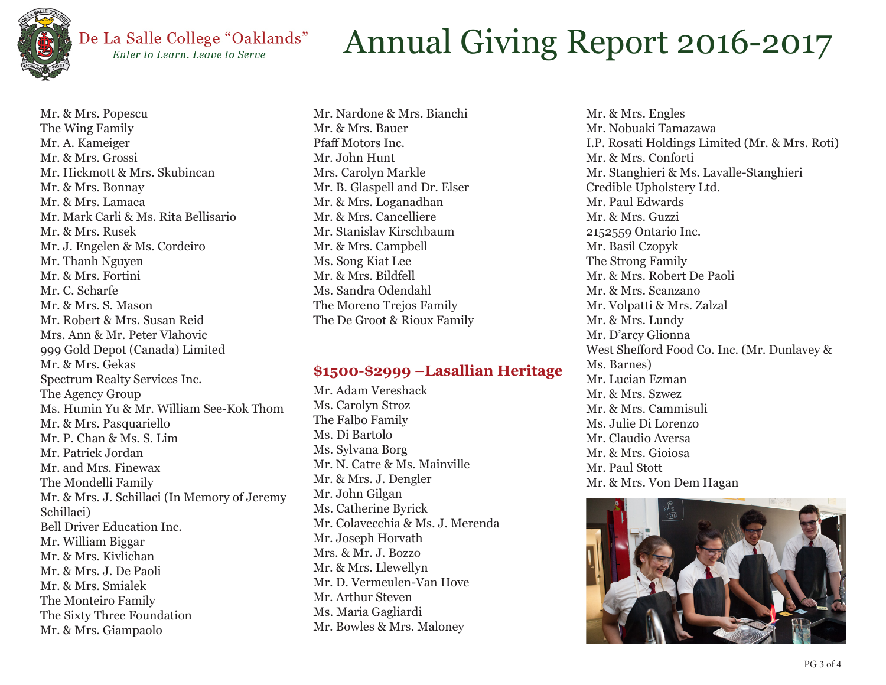Mr. & Mrs. Popescu
The Wing Family
Mr. A. Kameiger
Mr. & Mrs. Grossi
Mr. Hickmott & Mrs. Skubincan
Mr. & Mrs. Bonnay
Mr. & Mrs. Lamaca
Mr. Mark Carli & Ms. Rita Bellisario
Mr. & Mrs. Rusek
Mr. J. Engelen & Ms. Cordeiro
Mr. Thanh Nguyen
Mr. & Mrs. Fortini
Mr. C. Scharfe
Mr. & Mrs. S. Mason
Mr. Robert & Mrs. Susan Reid
Mrs. Ann & Mr. Peter Vlahovic
999 Gold Depot (Canada) Limited
Mr. & Mrs. Gekas
Spectrum Realty Services Inc.
The Agency Group
Ms. Humin Yu & Mr. William See-Kok Thom
Mr. & Mrs. Pasquariello
Mr. P. Chan & Ms. S. Lim
Mr. Patrick Jordan
Mr. and Mrs. Finewax
The Mondelli Family
Mr. & Mrs. J. Schillaci (In Memory of Jeremy Schillaci)
Bell Driver Education Inc.
Mr. William Biggar
Mr. & Mrs. Kivlichan
Mr. & Mrs. J. De Paoli
Mr. & Mrs. Smialek
The Monteiro Family
The Sixty Three Foundation
Mr. & Mrs. Giampaolo
Mr. Nardone & Mrs. Bianchi
Mr. & Mrs. Bauer
Pfaff Motors Inc.
Mr. John Hunt
Mrs. Carolyn Markle
Mr. B. Glaspell and Dr. Elser
Mr. & Mrs. Loganadhan
Mr. & Mrs. Cancelliere
Mr. Stanislav Kirschbaum
Mr. & Mrs. Campbell
Ms. Song Kiat Lee
Mr. & Mrs. Bildfell
Ms. Sandra Odendahl
The Moreno Trejos Family
The De Groot & Rioux Family

## $1500-$2999 –Lasallian Heritage

Mr. Adam Vereshack
Ms. Carolyn Stroz
The Falbo Family
Ms. Di Bartolo
Ms. Sylvana Borg
Mr. N. Catre & Ms. Mainville
Mr. & Mrs. J. Dengler
Mr. John Gilgan
Ms. Catherine Byrick
Mr. Colavecchia & Ms. J. Merenda
Mr. Joseph Horvath
Mrs. & Mr. J. Bozzo
Mr. & Mrs. Llewellyn
Mr. D. Vermeulen-Van Hove
Mr. Arthur Steven
Ms. Maria Gagliardi
Mr. Bowles & Mrs. Maloney
Mr. & Mrs. Engles
Mr. Nobuaki Tamazawa
I.P. Rosati Holdings Limited (Mr. & Mrs. Roti)
Mr. & Mrs. Conforti
Mr. Stanghieri & Ms. Lavalle-Stanghieri
Credible Upholstery Ltd.
Mr. Paul Edwards
Mr. & Mrs. Guzzi
2152559 Ontario Inc.
Mr. Basil Czopyk
The Strong Family
Mr. & Mrs. Robert De Paoli
Mr. & Mrs. Scanzano
Mr. Volpatti & Mrs. Zalzal
Mr. & Mrs. Lundy
Mr. D'arcy Glionna
West Shefford Food Co. Inc. (Mr. Dunlavey & Ms. Barnes)
Mr. Lucian Ezman
Mr. & Mrs. Szwez
Mr. & Mrs. Cammisuli
Ms. Julie Di Lorenzo
Mr. Claudio Aversa
Mr. & Mrs. Gioiosa
Mr. Paul Stott
Mr. & Mrs. Von Dem Hagan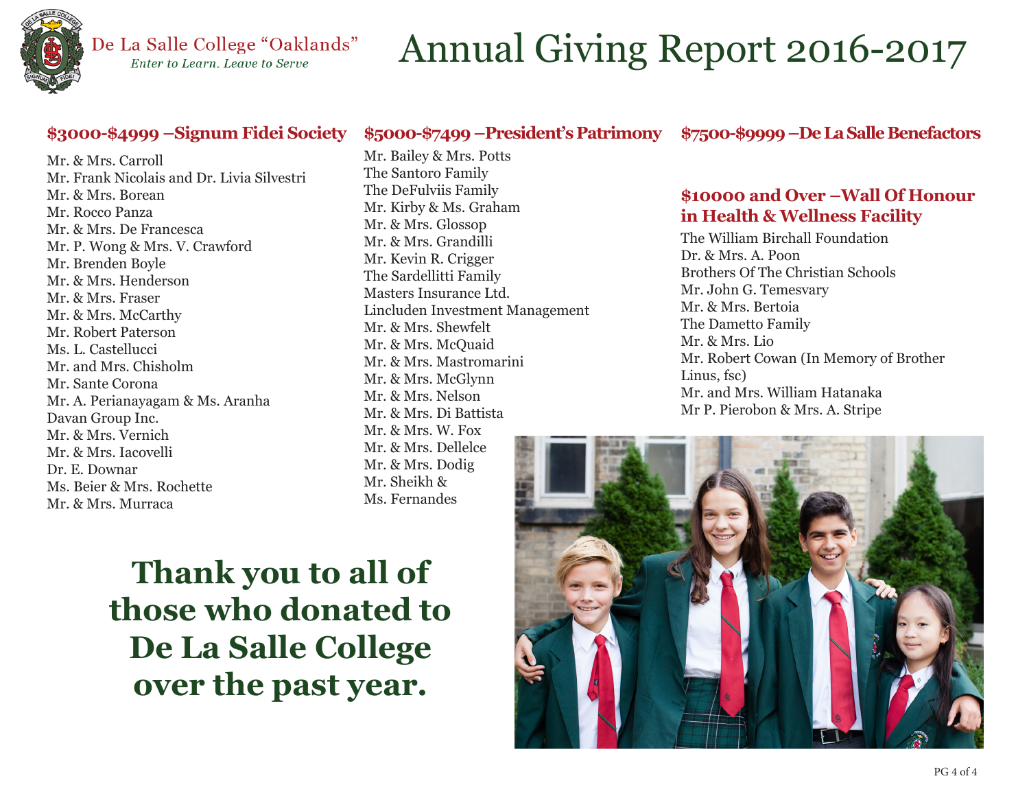De La Salle College "Oaklands"

*Enter to Learn. Leave to Serve*

# Annual Giving Report 2016-2017

## $3000-$4999 –Signum Fidei Society

Mr. & Mrs. Carroll
Mr. Frank Nicolais and Dr. Livia Silvestri
Mr. & Mrs. Borean
Mr. Rocco Panza
Mr. & Mrs. De Francesca
Mr. P. Wong & Mrs. V. Crawford
Mr. Brenden Boyle
Mr. & Mrs. Henderson
Mr. & Mrs. Fraser
Mr. & Mrs. McCarthy
Mr. Robert Paterson
Ms. L. Castellucci
Mr. and Mrs. Chisholm
Mr. Sante Corona
Mr. A. Perianayagam & Ms. Aranha
Davan Group Inc.
Mr. & Mrs. Vernich
Mr. & Mrs. Iacovelli
Dr. E. Downar
Ms. Beier & Mrs. Rochette
Mr. & Mrs. Murraca

## $5000-$7499 –President's Patrimony

Mr. Bailey & Mrs. Potts
The Santoro Family
The DeFulviis Family
Mr. Kirby & Ms. Graham
Mr. & Mrs. Glossop
Mr. & Mrs. Grandilli
Mr. Kevin R. Crigger
The Sardellitti Family
Masters Insurance Ltd.
Lincluden Investment Management
Mr. & Mrs. Shewfelt
Mr. & Mrs. McQuaid
Mr. & Mrs. Mastromarini
Mr. & Mrs. McGlynn
Mr. & Mrs. Nelson
Mr. & Mrs. Di Battista
Mr. & Mrs. W. Fox
Mr. & Mrs. Dellelce
Mr. & Mrs. Dodig
Mr. Sheikh &
Ms. Fernandes

## $7500-$9999 –De La Salle Benefactors

## $10000 and Over –Wall Of Honour in Health & Wellness Facility

The William Birchall Foundation
Dr. & Mrs. A. Poon
Brothers Of The Christian Schools
Mr. John G. Temesvary
Mr. & Mrs. Bertoia
The Dametto Family
Mr. & Mrs. Lio
Mr. Robert Cowan (In Memory of Brother Linus, fsc)
Mr. and Mrs. William Hatanaka
Mr P. Pierobon & Mrs. A. Stripe

**Thank you to all of those who donated to De La Salle College over the past year.**